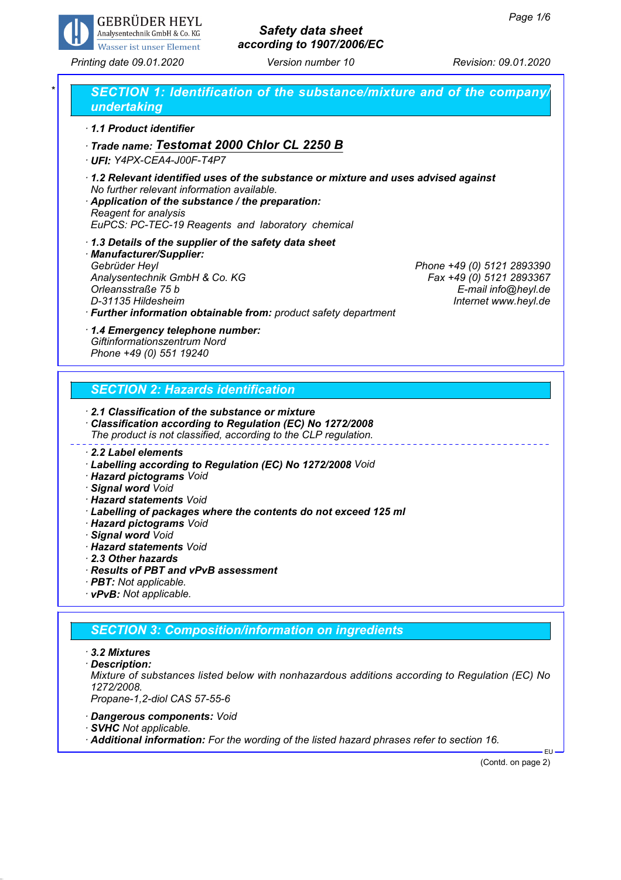# Safety data sheet according to 1907/2006/EC

Printing date 09.01.2020 Version number 10 Revision: 09.01.2020

## SECTION 1: Identification of the substance/mixture and of the company/undertaking

· **1.1 Product identifier**

· **Trade name: Testomat 2000 Chlor CL 2250 B**

· **UFI:** Y4PX-CEA4-J00F-T4P7

· **1.2 Relevant identified uses of the substance or mixture and uses advised against**
No further relevant information available.

· **Application of the substance / the preparation:**
Reagent for analysis
EuPCS: PC-TEC-19 Reagents and laboratory chemical

· **1.3 Details of the supplier of the safety data sheet**

· **Manufacturer/Supplier:**
Gebrüder Heyl
Analysentechnik GmbH & Co. KG
Orleansstraße 75 b
D-31135 Hildesheim

Phone +49 (0) 5121 2893390
Fax +49 (0) 5121 2893367
E-mail info@heyl.de
Internet www.heyl.de

· **Further information obtainable from:** product safety department

· **1.4 Emergency telephone number:**
Giftinformationszentrum Nord
Phone +49 (0) 551 19240

## SECTION 2: Hazards identification

· **2.1 Classification of the substance or mixture**

· **Classification according to Regulation (EC) No 1272/2008**
The product is not classified, according to the CLP regulation.

· **2.2 Label elements**

· **Labelling according to Regulation (EC) No 1272/2008** Void

· **Hazard pictograms** Void

· **Signal word** Void

· **Hazard statements** Void

· **Labelling of packages where the contents do not exceed 125 ml**

· **Hazard pictograms** Void

· **Signal word** Void

· **Hazard statements** Void

· **2.3 Other hazards**

· **Results of PBT and vPvB assessment**

· **PBT:** Not applicable.

· **vPvB:** Not applicable.

## SECTION 3: Composition/information on ingredients

· **3.2 Mixtures**

· **Description:**
Mixture of substances listed below with nonhazardous additions according to Regulation (EC) No 1272/2008.
Propane-1,2-diol CAS 57-55-6

· **Dangerous components:** Void

· **SVHC** Not applicable.

· **Additional information:** For the wording of the listed hazard phrases refer to section 16.

(Contd. on page 2)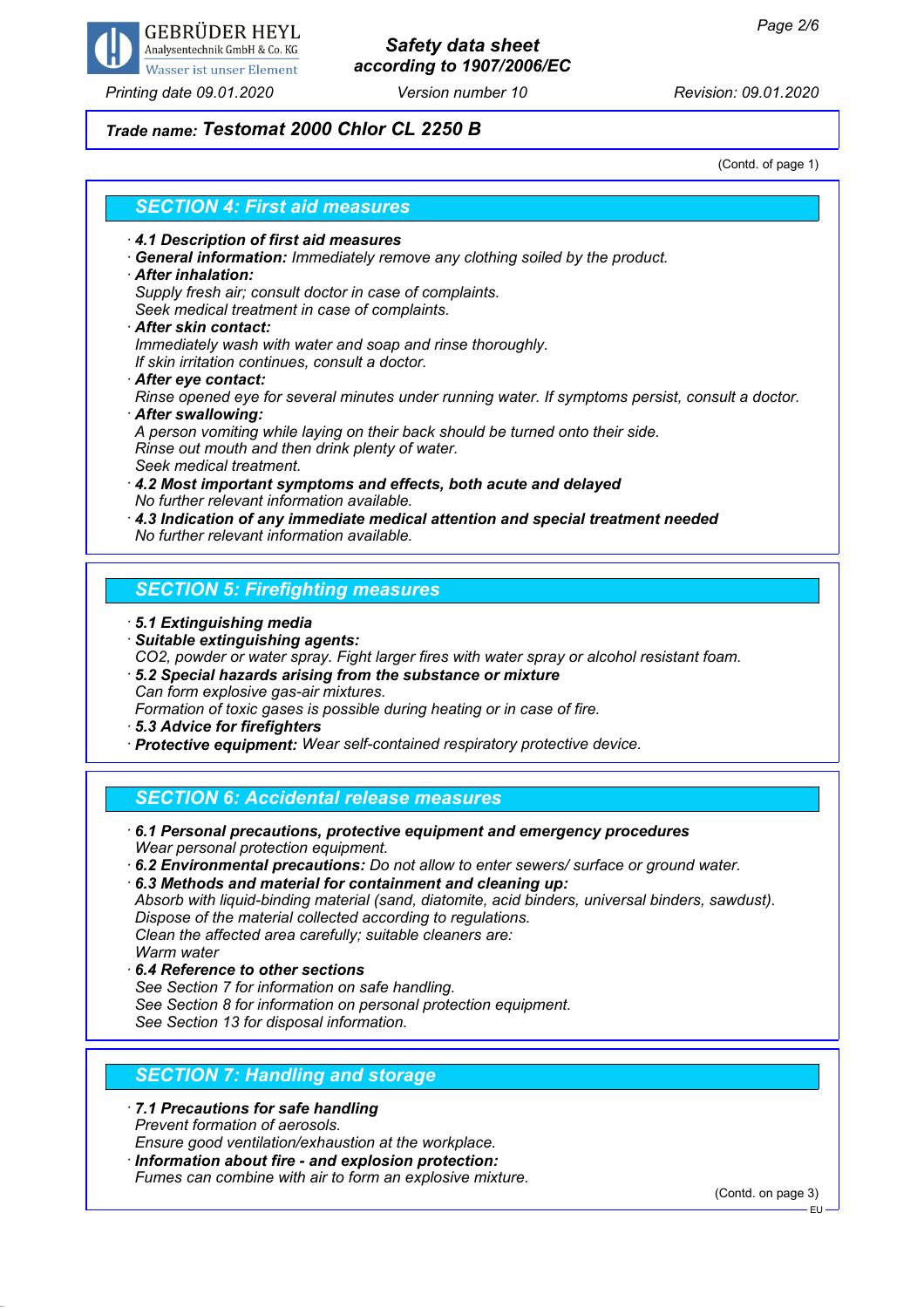## Trade name: Testomat 2000 Chlor CL 2250 B

(Contd. of page 1)

## SECTION 4: First aid measures

- **4.1 Description of first aid measures**
- **General information:** Immediately remove any clothing soiled by the product.
- **After inhalation:**
  Supply fresh air; consult doctor in case of complaints.
  Seek medical treatment in case of complaints.
- **After skin contact:**
  Immediately wash with water and soap and rinse thoroughly.
  If skin irritation continues, consult a doctor.
- **After eye contact:**
  Rinse opened eye for several minutes under running water. If symptoms persist, consult a doctor.
- **After swallowing:**
  A person vomiting while laying on their back should be turned onto their side.
  Rinse out mouth and then drink plenty of water.
  Seek medical treatment.
- **4.2 Most important symptoms and effects, both acute and delayed**
  No further relevant information available.
- **4.3 Indication of any immediate medical attention and special treatment needed**
  No further relevant information available.

## SECTION 5: Firefighting measures

- **5.1 Extinguishing media**
- **Suitable extinguishing agents:**
  $CO_2$, powder or water spray. Fight larger fires with water spray or alcohol resistant foam.
- **5.2 Special hazards arising from the substance or mixture**
  Can form explosive gas-air mixtures.
  Formation of toxic gases is possible during heating or in case of fire.
- **5.3 Advice for firefighters**
- **Protective equipment:** Wear self-contained respiratory protective device.

## SECTION 6: Accidental release measures

- **6.1 Personal precautions, protective equipment and emergency procedures**
  Wear personal protection equipment.
- **6.2 Environmental precautions:** Do not allow to enter sewers/ surface or ground water.
- **6.3 Methods and material for containment and cleaning up:**
  Absorb with liquid-binding material (sand, diatomite, acid binders, universal binders, sawdust).
  Dispose of the material collected according to regulations.
  Clean the affected area carefully; suitable cleaners are:
  Warm water
- **6.4 Reference to other sections**
  See Section 7 for information on safe handling.
  See Section 8 for information on personal protection equipment.
  See Section 13 for disposal information.

## SECTION 7: Handling and storage

- **7.1 Precautions for safe handling**
  Prevent formation of aerosols.
  Ensure good ventilation/exhaustion at the workplace.
- **Information about fire - and explosion protection:**
  Fumes can combine with air to form an explosive mixture.

(Contd. on page 3)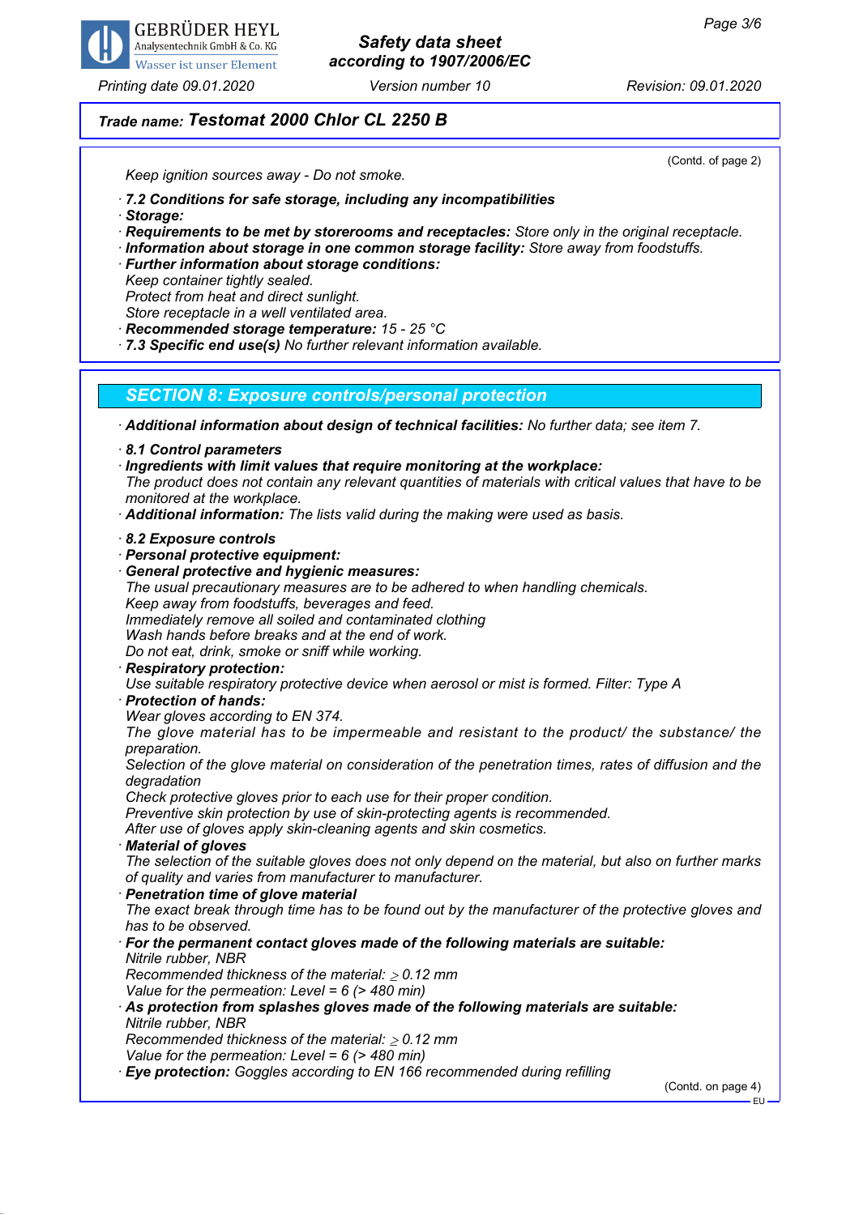(Contd. of page 2)

Keep ignition sources away - Do not smoke.

· **7.2 Conditions for safe storage, including any incompatibilities**
· **Storage:**
· **Requirements to be met by storerooms and receptacles:** Store only in the original receptacle.
· **Information about storage in one common storage facility:** Store away from foodstuffs.
· **Further information about storage conditions:**
Keep container tightly sealed.
Protect from heat and direct sunlight.
Store receptacle in a well ventilated area.
· **Recommended storage temperature:** 15 - 25 °C
· **7.3 Specific end use(s)** No further relevant information available.

## SECTION 8: Exposure controls/personal protection

· **Additional information about design of technical facilities:** No further data; see item 7.

· **8.1 Control parameters**
· **Ingredients with limit values that require monitoring at the workplace:**
The product does not contain any relevant quantities of materials with critical values that have to be monitored at the workplace.
· **Additional information:** The lists valid during the making were used as basis.

· **8.2 Exposure controls**
· **Personal protective equipment:**
· **General protective and hygienic measures:**
The usual precautionary measures are to be adhered to when handling chemicals.
Keep away from foodstuffs, beverages and feed.
Immediately remove all soiled and contaminated clothing
Wash hands before breaks and at the end of work.
Do not eat, drink, smoke or sniff while working.
· **Respiratory protection:**
Use suitable respiratory protective device when aerosol or mist is formed. Filter: Type A
· **Protection of hands:**
Wear gloves according to EN 374.
The glove material has to be impermeable and resistant to the product/ the substance/ the preparation.
Selection of the glove material on consideration of the penetration times, rates of diffusion and the degradation
Check protective gloves prior to each use for their proper condition.
Preventive skin protection by use of skin-protecting agents is recommended.
After use of gloves apply skin-cleaning agents and skin cosmetics.
· **Material of gloves**
The selection of the suitable gloves does not only depend on the material, but also on further marks of quality and varies from manufacturer to manufacturer.
· **Penetration time of glove material**
The exact break through time has to be found out by the manufacturer of the protective gloves and has to be observed.
· **For the permanent contact gloves made of the following materials are suitable:**
Nitrile rubber, NBR
Recommended thickness of the material: ≥ 0.12 mm
Value for the permeation: Level = 6 (> 480 min)
· **As protection from splashes gloves made of the following materials are suitable:**
Nitrile rubber, NBR
Recommended thickness of the material: ≥ 0.12 mm
Value for the permeation: Level = 6 (> 480 min)
· **Eye protection:** Goggles according to EN 166 recommended during refilling

(Contd. on page 4)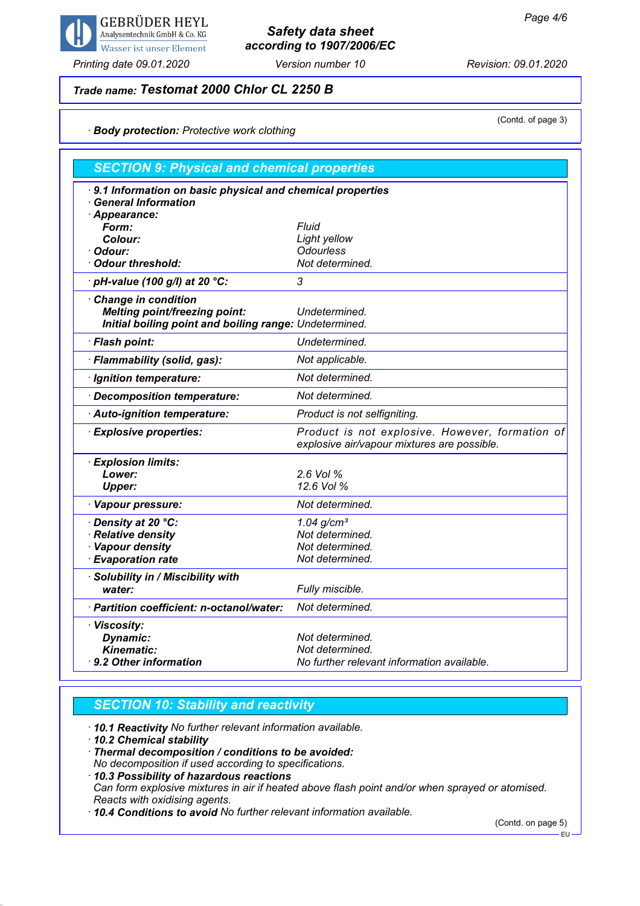Trade name: **Testomat 2000 Chlor CL 2250 B**

(Contd. of page 3)

· **Body protection:** Protective work clothing

## SECTION 9: Physical and chemical properties

| · **9.1 Information on basic physical and chemical properties** | |
|---|---|
| · **General Information** | |
| · **Appearance:** | |
| **Form:** | Fluid |
| **Colour:** | Light yellow |
| · **Odour:** | Odourless |
| · **Odour threshold:** | Not determined. |
| · **pH-value (100 g/l) at 20 °C:** | 3 |
| · **Change in condition** | |
| **Melting point/freezing point:** | Undetermined. |
| **Initial boiling point and boiling range:** | Undetermined. |
| · **Flash point:** | Undetermined. |
| · **Flammability (solid, gas):** | Not applicable. |
| · **Ignition temperature:** | Not determined. |
| · **Decomposition temperature:** | Not determined. |
| · **Auto-ignition temperature:** | Product is not selfigniting. |
| · **Explosive properties:** | Product is not explosive. However, formation of explosive air/vapour mixtures are possible. |
| · **Explosion limits:** | |
| **Lower:** | 2.6 Vol % |
| **Upper:** | 12.6 Vol % |
| · **Vapour pressure:** | Not determined. |
| · **Density at 20 °C:** | 1.04 g/cm³ |
| · **Relative density** | Not determined. |
| · **Vapour density** | Not determined. |
| · **Evaporation rate** | Not determined. |
| · **Solubility in / Miscibility with** | |
| **water:** | Fully miscible. |
| · **Partition coefficient: n-octanol/water:** | Not determined. |
| · **Viscosity:** | |
| **Dynamic:** | Not determined. |
| **Kinematic:** | Not determined. |
| · **9.2 Other information** | No further relevant information available. |

## SECTION 10: Stability and reactivity

· **10.1 Reactivity** No further relevant information available.
· **10.2 Chemical stability**
· **Thermal decomposition / conditions to be avoided:**
No decomposition if used according to specifications.
· **10.3 Possibility of hazardous reactions**
Can form explosive mixtures in air if heated above flash point and/or when sprayed or atomised.
Reacts with oxidising agents.
· **10.4 Conditions to avoid** No further relevant information available.

(Contd. on page 5)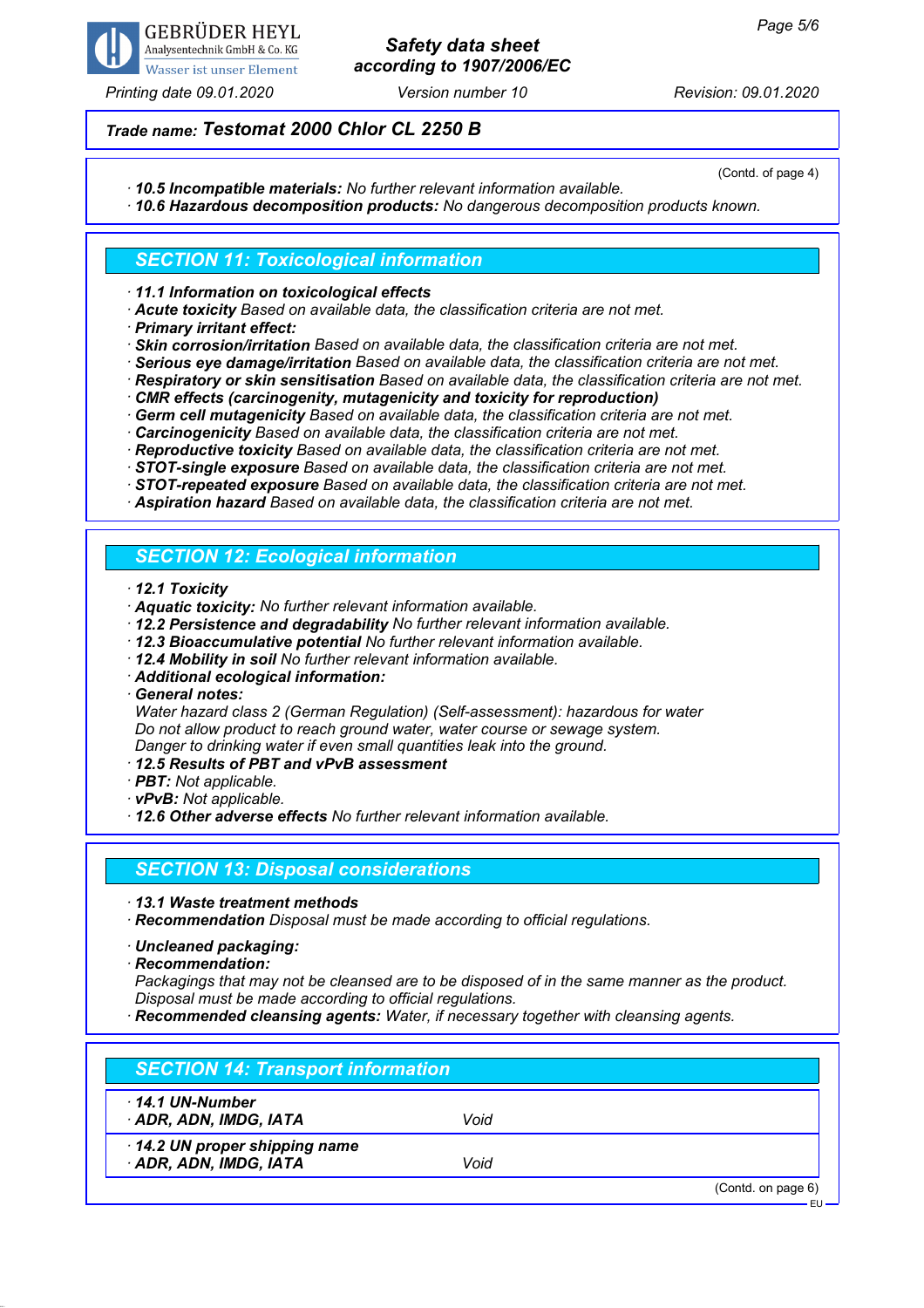**Trade name: Testomat 2000 Chlor CL 2250 B**

(Contd. of page 4)

- **10.5 Incompatible materials:** No further relevant information available.
- **10.6 Hazardous decomposition products:** No dangerous decomposition products known.

## SECTION 11: Toxicological information

- **11.1 Information on toxicological effects**
- **Acute toxicity** Based on available data, the classification criteria are not met.
- **Primary irritant effect:**
- **Skin corrosion/irritation** Based on available data, the classification criteria are not met.
- **Serious eye damage/irritation** Based on available data, the classification criteria are not met.
- **Respiratory or skin sensitisation** Based on available data, the classification criteria are not met.
- **CMR effects (carcinogenity, mutagenicity and toxicity for reproduction)**
- **Germ cell mutagenicity** Based on available data, the classification criteria are not met.
- **Carcinogenicity** Based on available data, the classification criteria are not met.
- **Reproductive toxicity** Based on available data, the classification criteria are not met.
- **STOT-single exposure** Based on available data, the classification criteria are not met.
- **STOT-repeated exposure** Based on available data, the classification criteria are not met.
- **Aspiration hazard** Based on available data, the classification criteria are not met.

## SECTION 12: Ecological information

- **12.1 Toxicity**
- **Aquatic toxicity:** No further relevant information available.
- **12.2 Persistence and degradability** No further relevant information available.
- **12.3 Bioaccumulative potential** No further relevant information available.
- **12.4 Mobility in soil** No further relevant information available.
- **Additional ecological information:**
- **General notes:**
  Water hazard class 2 (German Regulation) (Self-assessment): hazardous for water
  Do not allow product to reach ground water, water course or sewage system.
  Danger to drinking water if even small quantities leak into the ground.
- **12.5 Results of PBT and vPvB assessment**
- **PBT:** Not applicable.
- **vPvB:** Not applicable.
- **12.6 Other adverse effects** No further relevant information available.

## SECTION 13: Disposal considerations

- **13.1 Waste treatment methods**
- **Recommendation** Disposal must be made according to official regulations.

- **Uncleaned packaging:**
- **Recommendation:**
  Packagings that may not be cleansed are to be disposed of in the same manner as the product.
  Disposal must be made according to official regulations.
- **Recommended cleansing agents:** Water, if necessary together with cleansing agents.

## SECTION 14: Transport information

| | |
|---|---|
| **14.1 UN-Number** | |
| **ADR, ADN, IMDG, IATA** | Void |
| **14.2 UN proper shipping name** | |
| **ADR, ADN, IMDG, IATA** | Void |

(Contd. on page 6)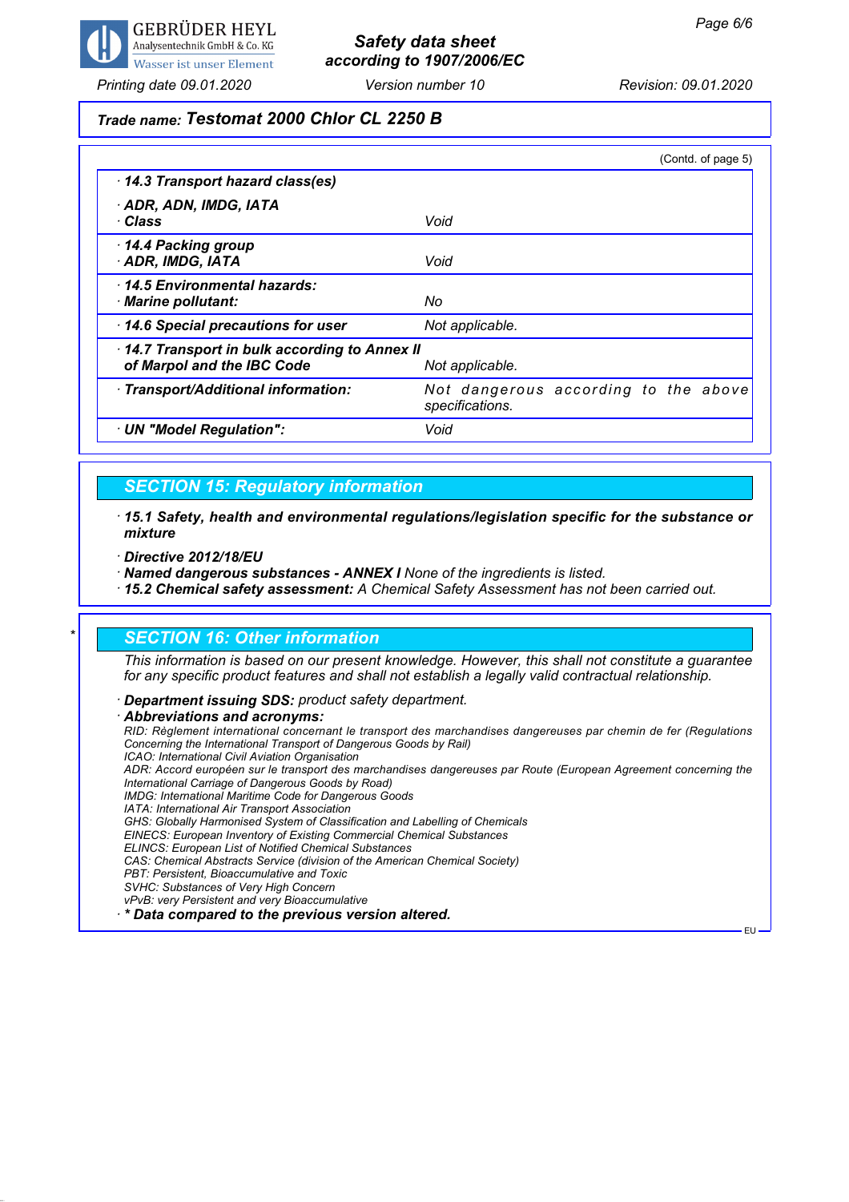**Trade name: Testomat 2000 Chlor CL 2250 B**

(Contd. of page 5)

| | |
|---|---|
| **· 14.3 Transport hazard class(es)** | |
| **· ADR, ADN, IMDG, IATA** | |
| **· Class** | Void |
| **· 14.4 Packing group** | |
| **· ADR, IMDG, IATA** | Void |
| **· 14.5 Environmental hazards:** | |
| **· Marine pollutant:** | No |
| **· 14.6 Special precautions for user** | Not applicable. |
| **· 14.7 Transport in bulk according to Annex II of Marpol and the IBC Code** | Not applicable. |
| **· Transport/Additional information:** | Not dangerous according to the above specifications. |
| **· UN "Model Regulation":** | Void |

## SECTION 15: Regulatory information

**· 15.1 Safety, health and environmental regulations/legislation specific for the substance or mixture**

**· Directive 2012/18/EU**
**· Named dangerous substances - ANNEX I** None of the ingredients is listed.
**· 15.2 Chemical safety assessment:** A Chemical Safety Assessment has not been carried out.

## * SECTION 16: Other information

This information is based on our present knowledge. However, this shall not constitute a guarantee for any specific product features and shall not establish a legally valid contractual relationship.

**· Department issuing SDS:** product safety department.
**· Abbreviations and acronyms:**
RID: Règlement international concernant le transport des marchandises dangereuses par chemin de fer (Regulations Concerning the International Transport of Dangerous Goods by Rail)
ICAO: International Civil Aviation Organisation
ADR: Accord européen sur le transport des marchandises dangereuses par Route (European Agreement concerning the International Carriage of Dangerous Goods by Road)
IMDG: International Maritime Code for Dangerous Goods
IATA: International Air Transport Association
GHS: Globally Harmonised System of Classification and Labelling of Chemicals
EINECS: European Inventory of Existing Commercial Chemical Substances
ELINCS: European List of Notified Chemical Substances
CAS: Chemical Abstracts Service (division of the American Chemical Society)
PBT: Persistent, Bioaccumulative and Toxic
SVHC: Substances of Very High Concern
vPvB: very Persistent and very Bioaccumulative
**· * Data compared to the previous version altered.**